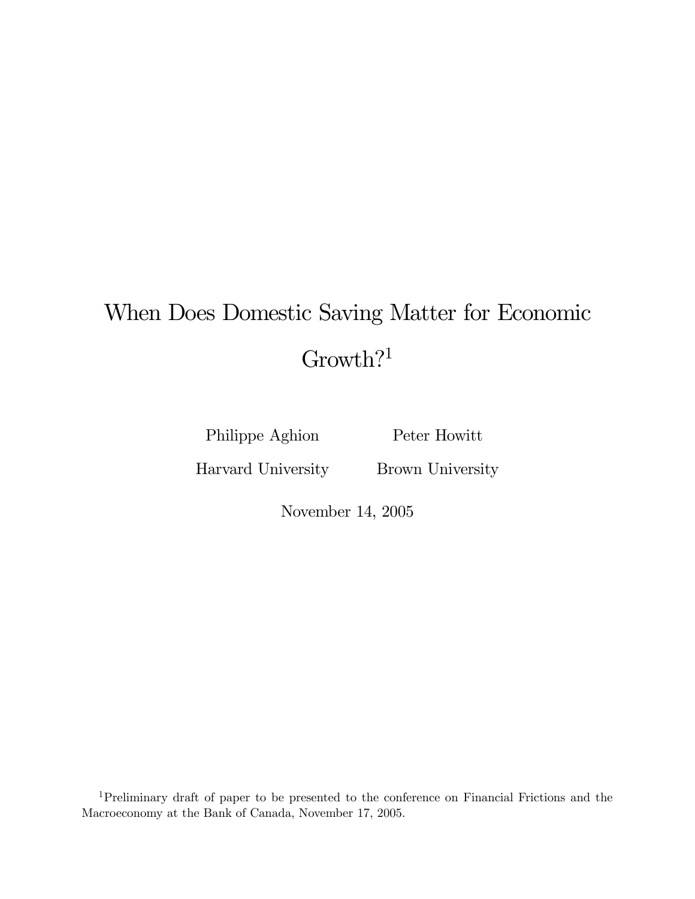# When Does Domestic Saving Matter for Economic Growth?[1]

Philippe Aghion
Harvard University

Peter Howitt
Brown University

November 14, 2005

[1] Preliminary draft of paper to be presented to the conference on Financial Frictions and the Macroeconomy at the Bank of Canada, November 17, 2005.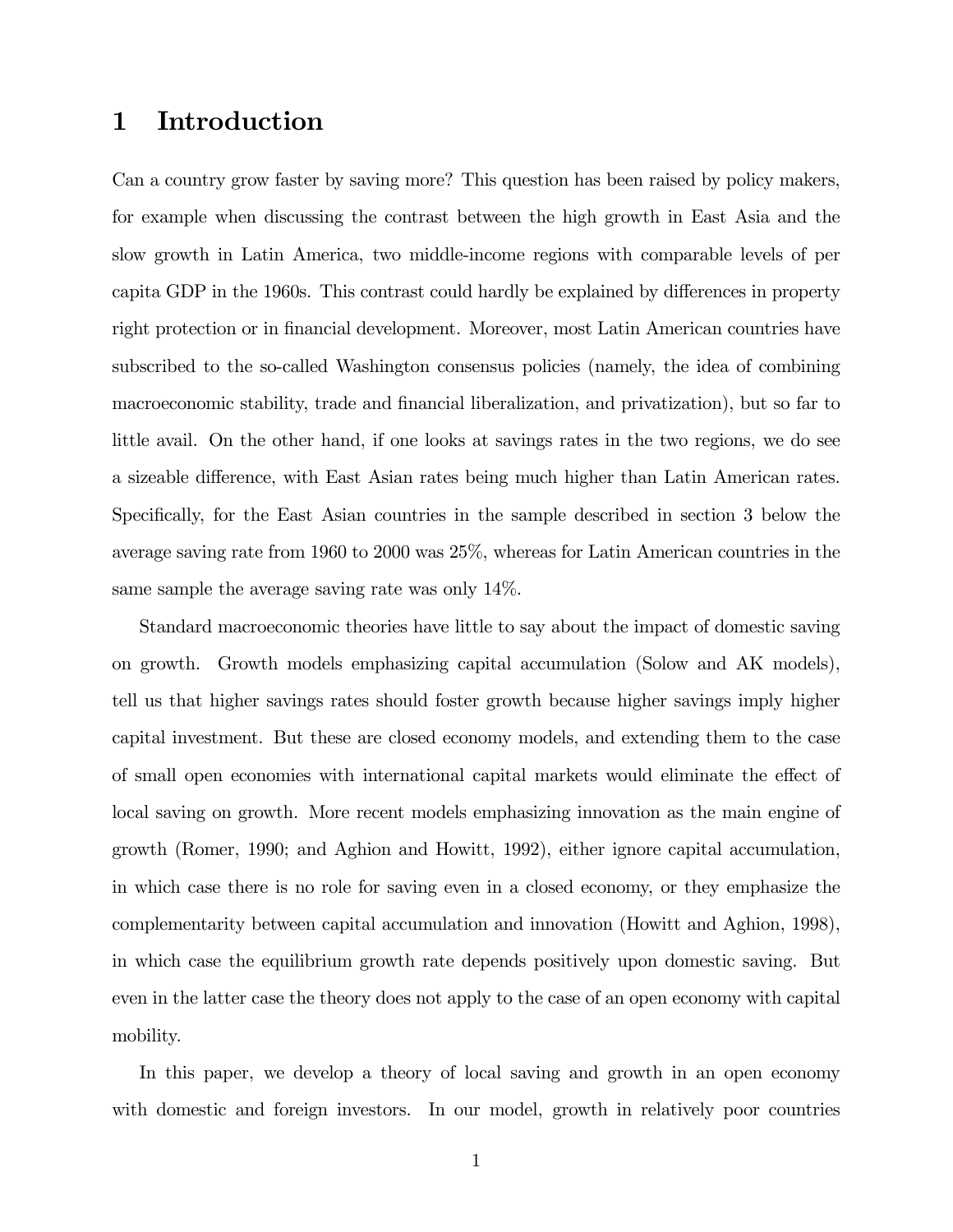# 1 Introduction

Can a country grow faster by saving more? This question has been raised by policy makers, for example when discussing the contrast between the high growth in East Asia and the slow growth in Latin America, two middle-income regions with comparable levels of per capita GDP in the 1960s. This contrast could hardly be explained by differences in property right protection or in financial development. Moreover, most Latin American countries have subscribed to the so-called Washington consensus policies (namely, the idea of combining macroeconomic stability, trade and financial liberalization, and privatization), but so far to little avail. On the other hand, if one looks at savings rates in the two regions, we do see a sizeable difference, with East Asian rates being much higher than Latin American rates. Specifically, for the East Asian countries in the sample described in section 3 below the average saving rate from 1960 to 2000 was 25%, whereas for Latin American countries in the same sample the average saving rate was only 14%.

Standard macroeconomic theories have little to say about the impact of domestic saving on growth. Growth models emphasizing capital accumulation (Solow and AK models), tell us that higher savings rates should foster growth because higher savings imply higher capital investment. But these are closed economy models, and extending them to the case of small open economies with international capital markets would eliminate the effect of local saving on growth. More recent models emphasizing innovation as the main engine of growth (Romer, 1990; and Aghion and Howitt, 1992), either ignore capital accumulation, in which case there is no role for saving even in a closed economy, or they emphasize the complementarity between capital accumulation and innovation (Howitt and Aghion, 1998), in which case the equilibrium growth rate depends positively upon domestic saving. But even in the latter case the theory does not apply to the case of an open economy with capital mobility.

In this paper, we develop a theory of local saving and growth in an open economy with domestic and foreign investors. In our model, growth in relatively poor countries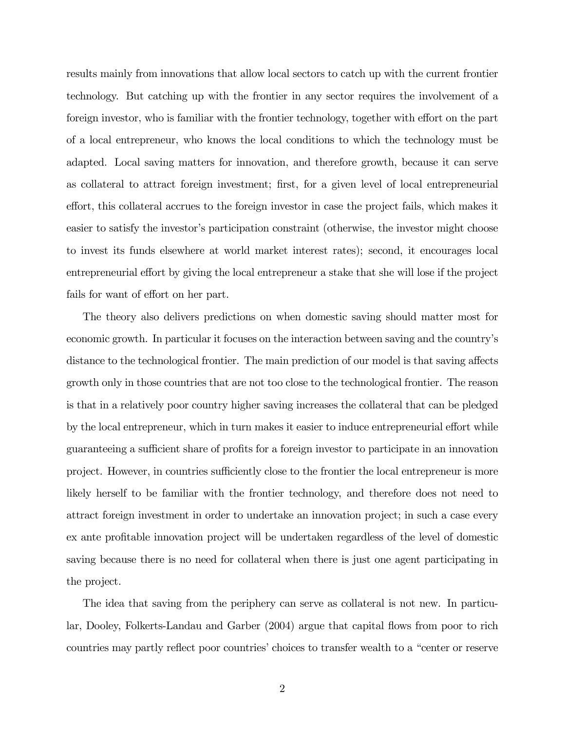results mainly from innovations that allow local sectors to catch up with the current frontier technology. But catching up with the frontier in any sector requires the involvement of a foreign investor, who is familiar with the frontier technology, together with effort on the part of a local entrepreneur, who knows the local conditions to which the technology must be adapted. Local saving matters for innovation, and therefore growth, because it can serve as collateral to attract foreign investment; first, for a given level of local entrepreneurial effort, this collateral accrues to the foreign investor in case the project fails, which makes it easier to satisfy the investor's participation constraint (otherwise, the investor might choose to invest its funds elsewhere at world market interest rates); second, it encourages local entrepreneurial effort by giving the local entrepreneur a stake that she will lose if the project fails for want of effort on her part.

The theory also delivers predictions on when domestic saving should matter most for economic growth. In particular it focuses on the interaction between saving and the country's distance to the technological frontier. The main prediction of our model is that saving affects growth only in those countries that are not too close to the technological frontier. The reason is that in a relatively poor country higher saving increases the collateral that can be pledged by the local entrepreneur, which in turn makes it easier to induce entrepreneurial effort while guaranteeing a sufficient share of profits for a foreign investor to participate in an innovation project. However, in countries sufficiently close to the frontier the local entrepreneur is more likely herself to be familiar with the frontier technology, and therefore does not need to attract foreign investment in order to undertake an innovation project; in such a case every ex ante profitable innovation project will be undertaken regardless of the level of domestic saving because there is no need for collateral when there is just one agent participating in the project.

The idea that saving from the periphery can serve as collateral is not new. In particular, Dooley, Folkerts-Landau and Garber (2004) argue that capital flows from poor to rich countries may partly reflect poor countries' choices to transfer wealth to a "center or reserve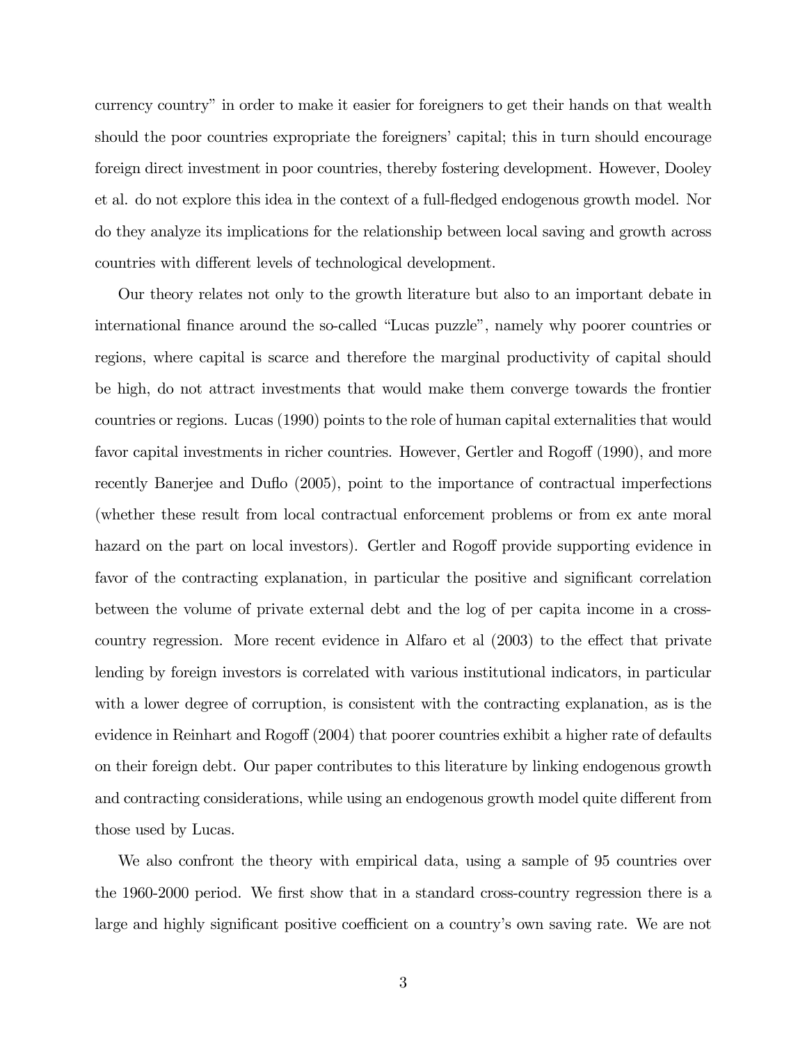currency country" in order to make it easier for foreigners to get their hands on that wealth should the poor countries expropriate the foreigners' capital; this in turn should encourage foreign direct investment in poor countries, thereby fostering development. However, Dooley et al. do not explore this idea in the context of a full-fledged endogenous growth model. Nor do they analyze its implications for the relationship between local saving and growth across countries with different levels of technological development.

Our theory relates not only to the growth literature but also to an important debate in international finance around the so-called "Lucas puzzle", namely why poorer countries or regions, where capital is scarce and therefore the marginal productivity of capital should be high, do not attract investments that would make them converge towards the frontier countries or regions. Lucas (1990) points to the role of human capital externalities that would favor capital investments in richer countries. However, Gertler and Rogoff (1990), and more recently Banerjee and Duflo (2005), point to the importance of contractual imperfections (whether these result from local contractual enforcement problems or from ex ante moral hazard on the part on local investors). Gertler and Rogoff provide supporting evidence in favor of the contracting explanation, in particular the positive and significant correlation between the volume of private external debt and the log of per capita income in a cross-country regression. More recent evidence in Alfaro et al (2003) to the effect that private lending by foreign investors is correlated with various institutional indicators, in particular with a lower degree of corruption, is consistent with the contracting explanation, as is the evidence in Reinhart and Rogoff (2004) that poorer countries exhibit a higher rate of defaults on their foreign debt. Our paper contributes to this literature by linking endogenous growth and contracting considerations, while using an endogenous growth model quite different from those used by Lucas.

We also confront the theory with empirical data, using a sample of 95 countries over the 1960-2000 period. We first show that in a standard cross-country regression there is a large and highly significant positive coefficient on a country's own saving rate. We are not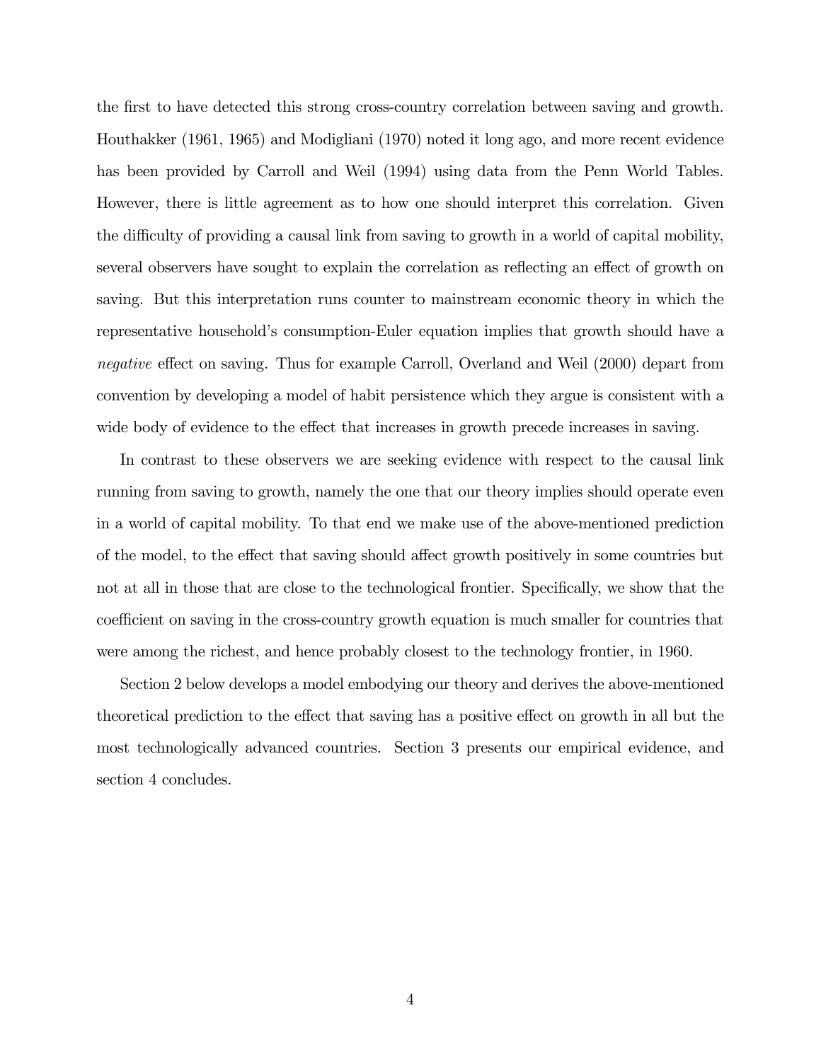the first to have detected this strong cross-country correlation between saving and growth. Houthakker (1961, 1965) and Modigliani (1970) noted it long ago, and more recent evidence has been provided by Carroll and Weil (1994) using data from the Penn World Tables. However, there is little agreement as to how one should interpret this correlation. Given the difficulty of providing a causal link from saving to growth in a world of capital mobility, several observers have sought to explain the correlation as reflecting an effect of growth on saving. But this interpretation runs counter to mainstream economic theory in which the representative household's consumption-Euler equation implies that growth should have a *negative* effect on saving. Thus for example Carroll, Overland and Weil (2000) depart from convention by developing a model of habit persistence which they argue is consistent with a wide body of evidence to the effect that increases in growth precede increases in saving.

In contrast to these observers we are seeking evidence with respect to the causal link running from saving to growth, namely the one that our theory implies should operate even in a world of capital mobility. To that end we make use of the above-mentioned prediction of the model, to the effect that saving should affect growth positively in some countries but not at all in those that are close to the technological frontier. Specifically, we show that the coefficient on saving in the cross-country growth equation is much smaller for countries that were among the richest, and hence probably closest to the technology frontier, in 1960.

Section 2 below develops a model embodying our theory and derives the above-mentioned theoretical prediction to the effect that saving has a positive effect on growth in all but the most technologically advanced countries. Section 3 presents our empirical evidence, and section 4 concludes.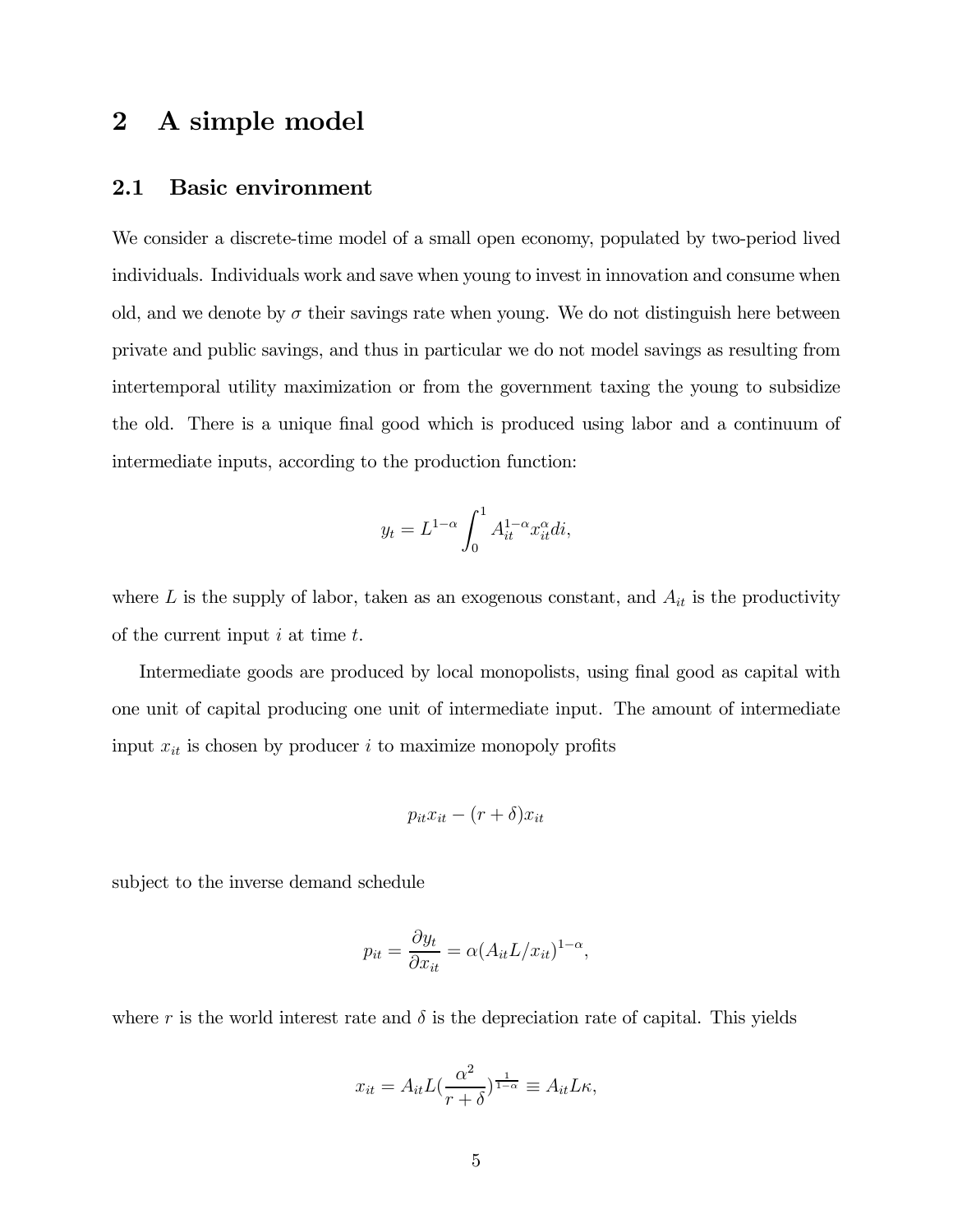# 2 A simple model

## 2.1 Basic environment

We consider a discrete-time model of a small open economy, populated by two-period lived individuals. Individuals work and save when young to invest in innovation and consume when old, and we denote by $\sigma$ their savings rate when young. We do not distinguish here between private and public savings, and thus in particular we do not model savings as resulting from intertemporal utility maximization or from the government taxing the young to subsidize the old. There is a unique final good which is produced using labor and a continuum of intermediate inputs, according to the production function:

$$y_t = L^{1-\alpha} \int_0^1 A_{it}^{1-\alpha} x_{it}^{\alpha} di,$$

where $L$ is the supply of labor, taken as an exogenous constant, and $A_{it}$ is the productivity of the current input $i$ at time $t$.

Intermediate goods are produced by local monopolists, using final good as capital with one unit of capital producing one unit of intermediate input. The amount of intermediate input $x_{it}$ is chosen by producer $i$ to maximize monopoly profits

$$p_{it} x_{it} - (r + \delta) x_{it}$$

subject to the inverse demand schedule

$$p_{it} = \frac{\partial y_t}{\partial x_{it}} = \alpha (A_{it} L / x_{it})^{1-\alpha},$$

where $r$ is the world interest rate and $\delta$ is the depreciation rate of capital. This yields

$$x_{it} = A_{it} L \left(\frac{\alpha^2}{r + \delta}\right)^{\frac{1}{1-\alpha}} \equiv A_{it} L \kappa,$$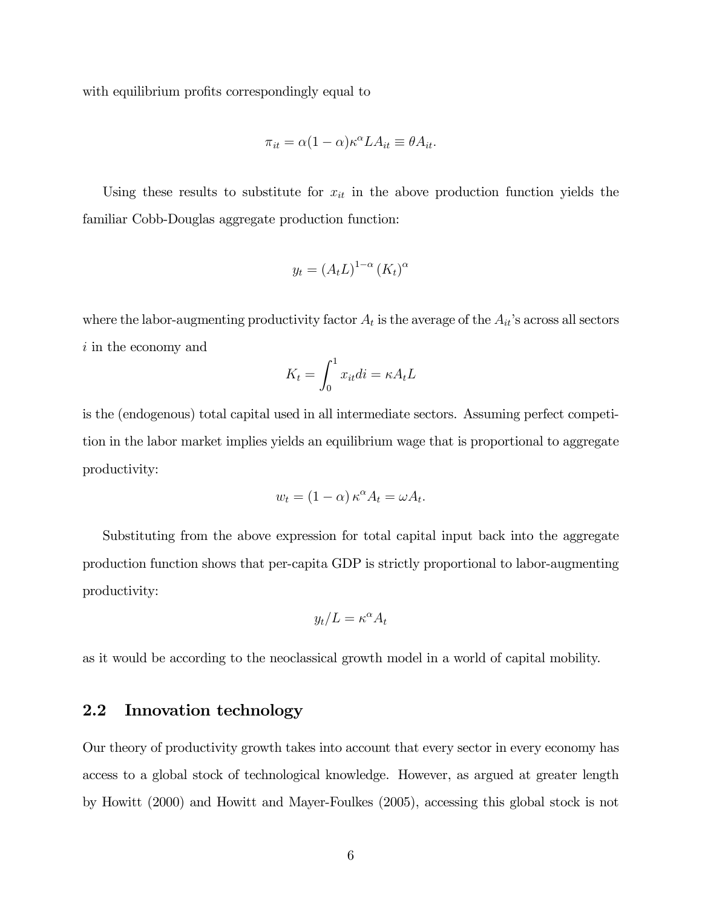with equilibrium profits correspondingly equal to

$$\pi_{it} = \alpha(1-\alpha)\kappa^{\alpha} L A_{it} \equiv \theta A_{it}.$$

Using these results to substitute for $x_{it}$ in the above production function yields the familiar Cobb-Douglas aggregate production function:

$$y_t = (A_t L)^{1-\alpha} (K_t)^{\alpha}$$

where the labor-augmenting productivity factor $A_t$ is the average of the $A_{it}$'s across all sectors $i$ in the economy and

$$K_t = \int_0^1 x_{it} di = \kappa A_t L$$

is the (endogenous) total capital used in all intermediate sectors. Assuming perfect competition in the labor market implies yields an equilibrium wage that is proportional to aggregate productivity:

$$w_t = (1-\alpha)\kappa^{\alpha} A_t = \omega A_t.$$

Substituting from the above expression for total capital input back into the aggregate production function shows that per-capita GDP is strictly proportional to labor-augmenting productivity:

$$y_t / L = \kappa^{\alpha} A_t$$

as it would be according to the neoclassical growth model in a world of capital mobility.

## 2.2 Innovation technology

Our theory of productivity growth takes into account that every sector in every economy has access to a global stock of technological knowledge. However, as argued at greater length by Howitt (2000) and Howitt and Mayer-Foulkes (2005), accessing this global stock is not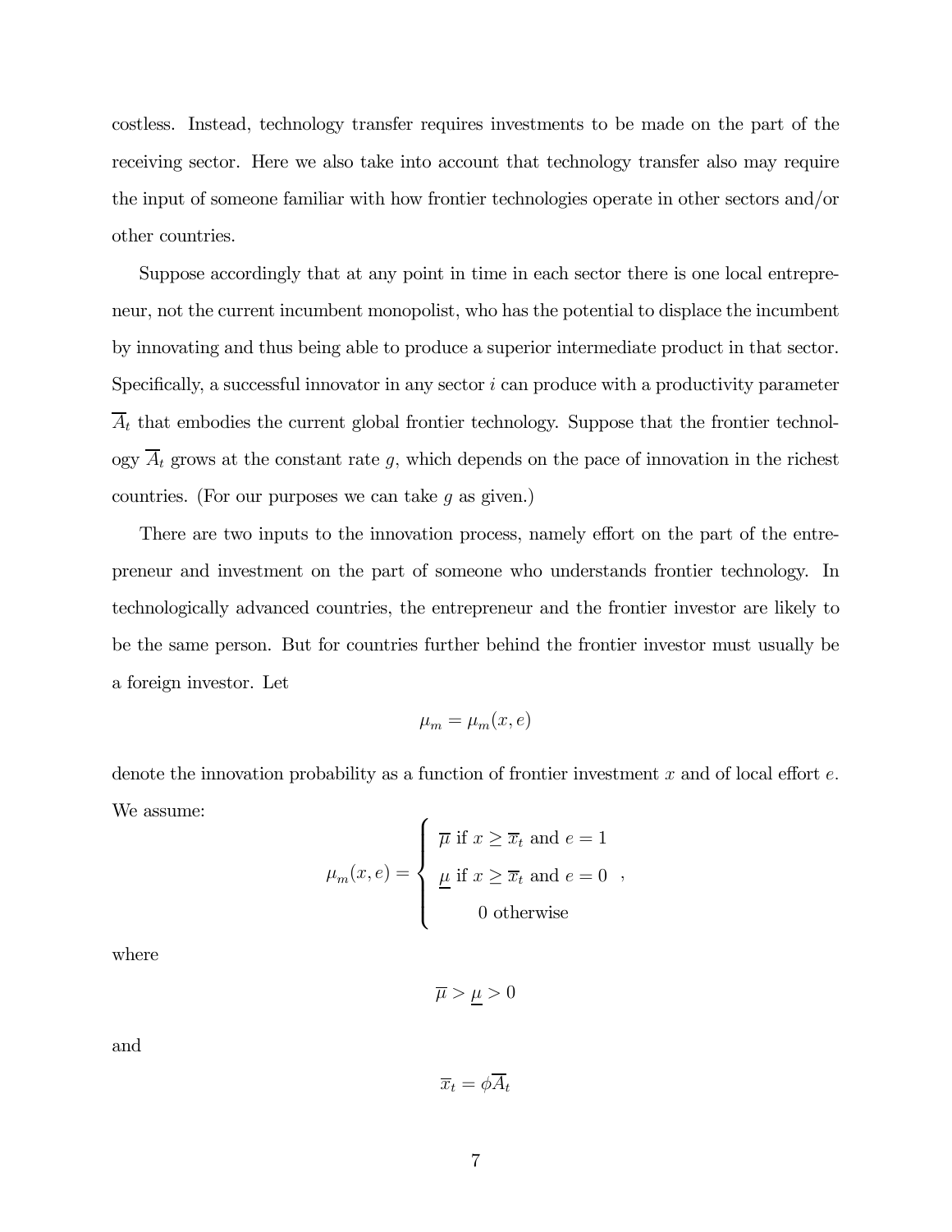costless. Instead, technology transfer requires investments to be made on the part of the receiving sector. Here we also take into account that technology transfer also may require the input of someone familiar with how frontier technologies operate in other sectors and/or other countries.

Suppose accordingly that at any point in time in each sector there is one local entrepreneur, not the current incumbent monopolist, who has the potential to displace the incumbent by innovating and thus being able to produce a superior intermediate product in that sector. Specifically, a successful innovator in any sector $i$ can produce with a productivity parameter $\overline{A}_t$ that embodies the current global frontier technology. Suppose that the frontier technology $\overline{A}_t$ grows at the constant rate $g$, which depends on the pace of innovation in the richest countries. (For our purposes we can take $g$ as given.)

There are two inputs to the innovation process, namely effort on the part of the entrepreneur and investment on the part of someone who understands frontier technology. In technologically advanced countries, the entrepreneur and the frontier investor are likely to be the same person. But for countries further behind the frontier investor must usually be a foreign investor. Let

$$\mu_m = \mu_m(x, e)$$

denote the innovation probability as a function of frontier investment $x$ and of local effort $e$. We assume:

$$\mu_m(x, e) = \begin{cases} \overline{\mu} \text{ if } x \geq \overline{x}_t \text{ and } e = 1 \\ \underline{\mu} \text{ if } x \geq \overline{x}_t \text{ and } e = 0 \\ 0 \text{ otherwise} \end{cases},$$

where

$$\overline{\mu} > \underline{\mu} > 0$$

and

$$\overline{x}_t = \phi \overline{A}_t$$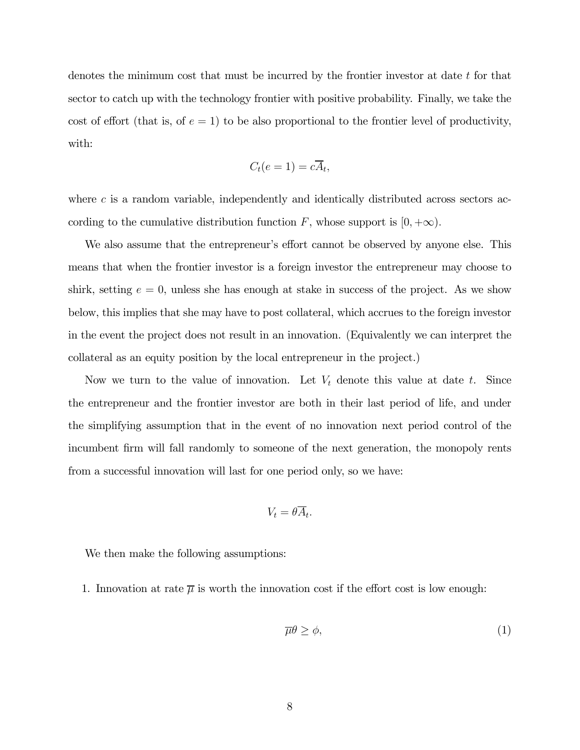denotes the minimum cost that must be incurred by the frontier investor at date $t$ for that sector to catch up with the technology frontier with positive probability. Finally, we take the cost of effort (that is, of $e = 1$) to be also proportional to the frontier level of productivity, with:

$$C_t(e = 1) = c\overline{A}_t,$$

where $c$ is a random variable, independently and identically distributed across sectors according to the cumulative distribution function $F$, whose support is $[0, +\infty)$.

We also assume that the entrepreneur's effort cannot be observed by anyone else. This means that when the frontier investor is a foreign investor the entrepreneur may choose to shirk, setting $e = 0$, unless she has enough at stake in success of the project. As we show below, this implies that she may have to post collateral, which accrues to the foreign investor in the event the project does not result in an innovation. (Equivalently we can interpret the collateral as an equity position by the local entrepreneur in the project.)

Now we turn to the value of innovation. Let $V_t$ denote this value at date $t$. Since the entrepreneur and the frontier investor are both in their last period of life, and under the simplifying assumption that in the event of no innovation next period control of the incumbent firm will fall randomly to someone of the next generation, the monopoly rents from a successful innovation will last for one period only, so we have:

$$V_t = \theta\overline{A}_t.$$

We then make the following assumptions:

1. Innovation at rate $\overline{\mu}$ is worth the innovation cost if the effort cost is low enough:

$$\overline{\mu}\theta \geq \phi, \tag{1}$$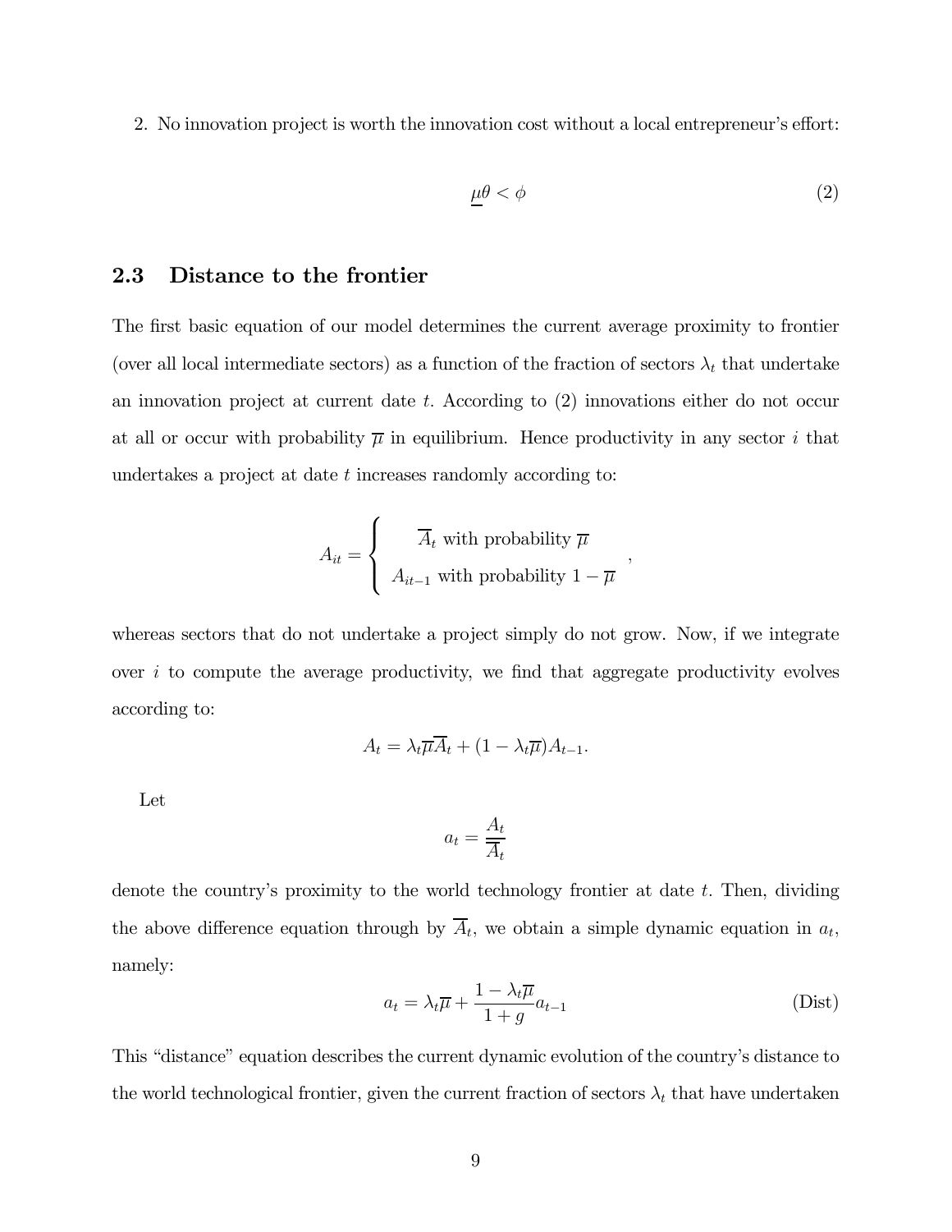2. No innovation project is worth the innovation cost without a local entrepreneur's effort:

$$\underline{\mu}\theta < \phi \tag{2}$$

### 2.3 Distance to the frontier

The first basic equation of our model determines the current average proximity to frontier (over all local intermediate sectors) as a function of the fraction of sectors $\lambda_t$ that undertake an innovation project at current date $t$. According to (2) innovations either do not occur at all or occur with probability $\overline{\mu}$ in equilibrium. Hence productivity in any sector $i$ that undertakes a project at date $t$ increases randomly according to:

$$A_{it} = \begin{cases} \overline{A}_t \text{ with probability } \overline{\mu} \\ A_{it-1} \text{ with probability } 1 - \overline{\mu} \end{cases},$$

whereas sectors that do not undertake a project simply do not grow. Now, if we integrate over $i$ to compute the average productivity, we find that aggregate productivity evolves according to:

$$A_t = \lambda_t \overline{\mu}\overline{A}_t + (1 - \lambda_t \overline{\mu})A_{t-1}.$$

Let

$$a_t = \frac{A_t}{\overline{A}_t}$$

denote the country's proximity to the world technology frontier at date $t$. Then, dividing the above difference equation through by $\overline{A}_t$, we obtain a simple dynamic equation in $a_t$, namely:

$$a_t = \lambda_t \overline{\mu} + \frac{1 - \lambda_t \overline{\mu}}{1 + g} a_{t-1} \tag{Dist}$$

This "distance" equation describes the current dynamic evolution of the country's distance to the world technological frontier, given the current fraction of sectors $\lambda_t$ that have undertaken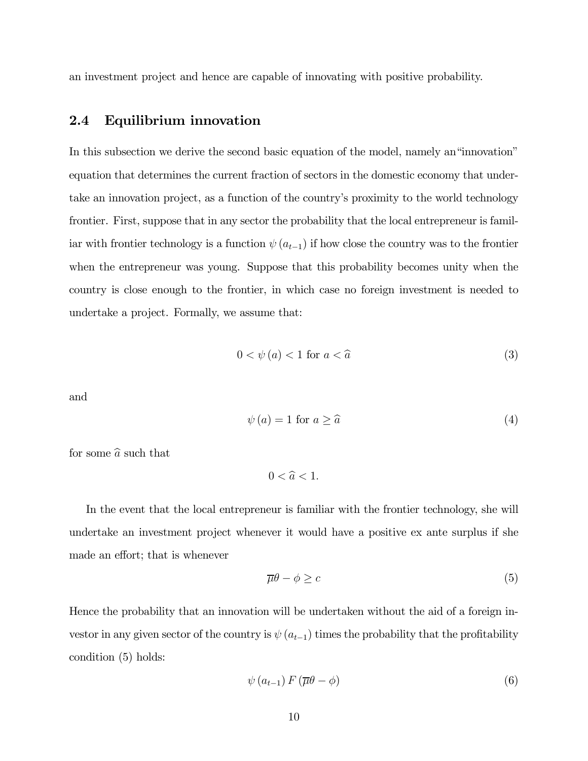an investment project and hence are capable of innovating with positive probability.

## 2.4 Equilibrium innovation

In this subsection we derive the second basic equation of the model, namely an"innovation" equation that determines the current fraction of sectors in the domestic economy that undertake an innovation project, as a function of the country's proximity to the world technology frontier. First, suppose that in any sector the probability that the local entrepreneur is familiar with frontier technology is a function $\psi(a_{t-1})$ if how close the country was to the frontier when the entrepreneur was young. Suppose that this probability becomes unity when the country is close enough to the frontier, in which case no foreign investment is needed to undertake a project. Formally, we assume that:

$$0 < \psi(a) < 1 \text{ for } a < \widehat{a} \tag{3}$$

and

$$\psi(a) = 1 \text{ for } a \geq \widehat{a} \tag{4}$$

for some $\widehat{a}$ such that

$$0 < \widehat{a} < 1.$$

In the event that the local entrepreneur is familiar with the frontier technology, she will undertake an investment project whenever it would have a positive ex ante surplus if she made an effort; that is whenever

$$\overline{\mu}\theta - \phi \geq c \tag{5}$$

Hence the probability that an innovation will be undertaken without the aid of a foreign investor in any given sector of the country is $\psi(a_{t-1})$ times the probability that the profitability condition (5) holds:

$$\psi(a_{t-1}) F(\overline{\mu}\theta - \phi) \tag{6}$$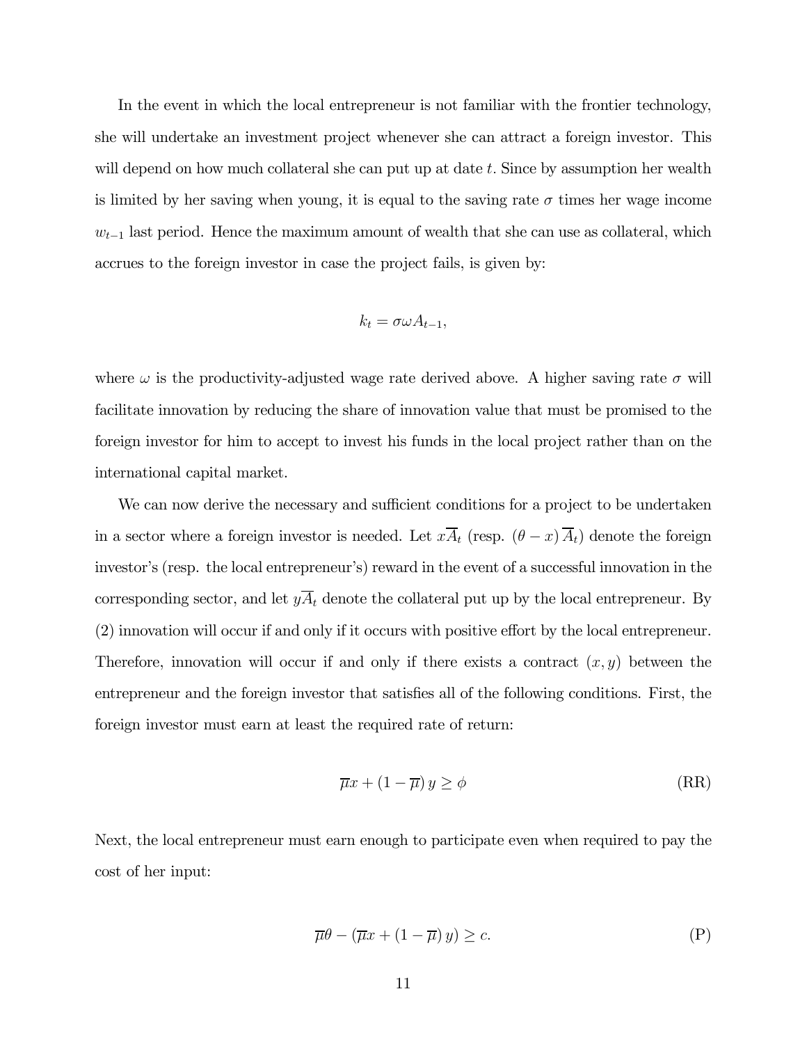In the event in which the local entrepreneur is not familiar with the frontier technology, she will undertake an investment project whenever she can attract a foreign investor. This will depend on how much collateral she can put up at date $t$. Since by assumption her wealth is limited by her saving when young, it is equal to the saving rate $\sigma$ times her wage income $w_{t-1}$ last period. Hence the maximum amount of wealth that she can use as collateral, which accrues to the foreign investor in case the project fails, is given by:

$$k_t = \sigma \omega A_{t-1},$$

where $\omega$ is the productivity-adjusted wage rate derived above. A higher saving rate $\sigma$ will facilitate innovation by reducing the share of innovation value that must be promised to the foreign investor for him to accept to invest his funds in the local project rather than on the international capital market.

We can now derive the necessary and sufficient conditions for a project to be undertaken in a sector where a foreign investor is needed. Let $x\overline{A}_t$ (resp. $(\theta - x)\overline{A}_t$) denote the foreign investor's (resp. the local entrepreneur's) reward in the event of a successful innovation in the corresponding sector, and let $y\overline{A}_t$ denote the collateral put up by the local entrepreneur. By (2) innovation will occur if and only if it occurs with positive effort by the local entrepreneur. Therefore, innovation will occur if and only if there exists a contract $(x, y)$ between the entrepreneur and the foreign investor that satisfies all of the following conditions. First, the foreign investor must earn at least the required rate of return:

$$\overline{\mu}x + (1 - \overline{\mu})\, y \geq \phi \tag{RR}$$

Next, the local entrepreneur must earn enough to participate even when required to pay the cost of her input:

$$\overline{\mu}\theta - (\overline{\mu}x + (1 - \overline{\mu})\, y) \geq c. \tag{P}$$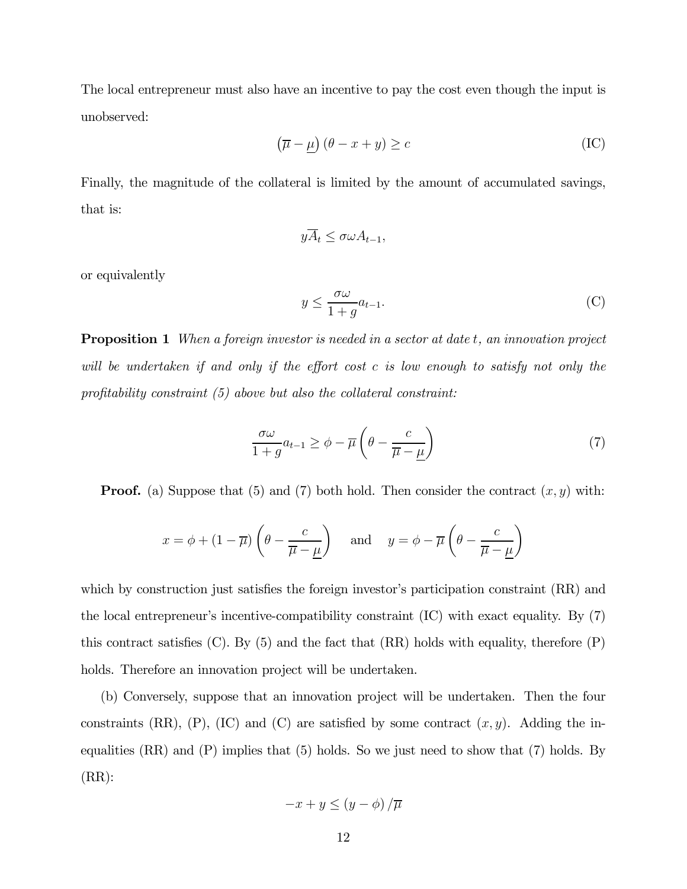The local entrepreneur must also have an incentive to pay the cost even though the input is unobserved:

$$\left(\overline{\mu} - \underline{\mu}\right)\left(\theta - x + y\right) \geq c \tag{IC}$$

Finally, the magnitude of the collateral is limited by the amount of accumulated savings, that is:

$$y\overline{A}_t \leq \sigma\omega A_{t-1},$$

or equivalently

$$y \leq \frac{\sigma\omega}{1+g}a_{t-1}. \tag{C}$$

**Proposition 1** *When a foreign investor is needed in a sector at date $t$, an innovation project will be undertaken if and only if the effort cost $c$ is low enough to satisfy not only the profitability constraint (5) above but also the collateral constraint:*

$$\frac{\sigma\omega}{1+g}a_{t-1} \geq \phi - \overline{\mu}\left(\theta - \frac{c}{\overline{\mu} - \underline{\mu}}\right) \tag{7}$$

**Proof.** (a) Suppose that (5) and (7) both hold. Then consider the contract $(x, y)$ with:

$$x = \phi + (1 - \overline{\mu})\left(\theta - \frac{c}{\overline{\mu} - \underline{\mu}}\right) \quad \text{and} \quad y = \phi - \overline{\mu}\left(\theta - \frac{c}{\overline{\mu} - \underline{\mu}}\right)$$

which by construction just satisfies the foreign investor's participation constraint (RR) and the local entrepreneur's incentive-compatibility constraint (IC) with exact equality. By (7) this contract satisfies (C). By (5) and the fact that (RR) holds with equality, therefore (P) holds. Therefore an innovation project will be undertaken.

(b) Conversely, suppose that an innovation project will be undertaken. Then the four constraints (RR), (P), (IC) and (C) are satisfied by some contract $(x, y)$. Adding the inequalities (RR) and (P) implies that (5) holds. So we just need to show that (7) holds. By (RR):

$$-x + y \leq (y - \phi)/\overline{\mu}$$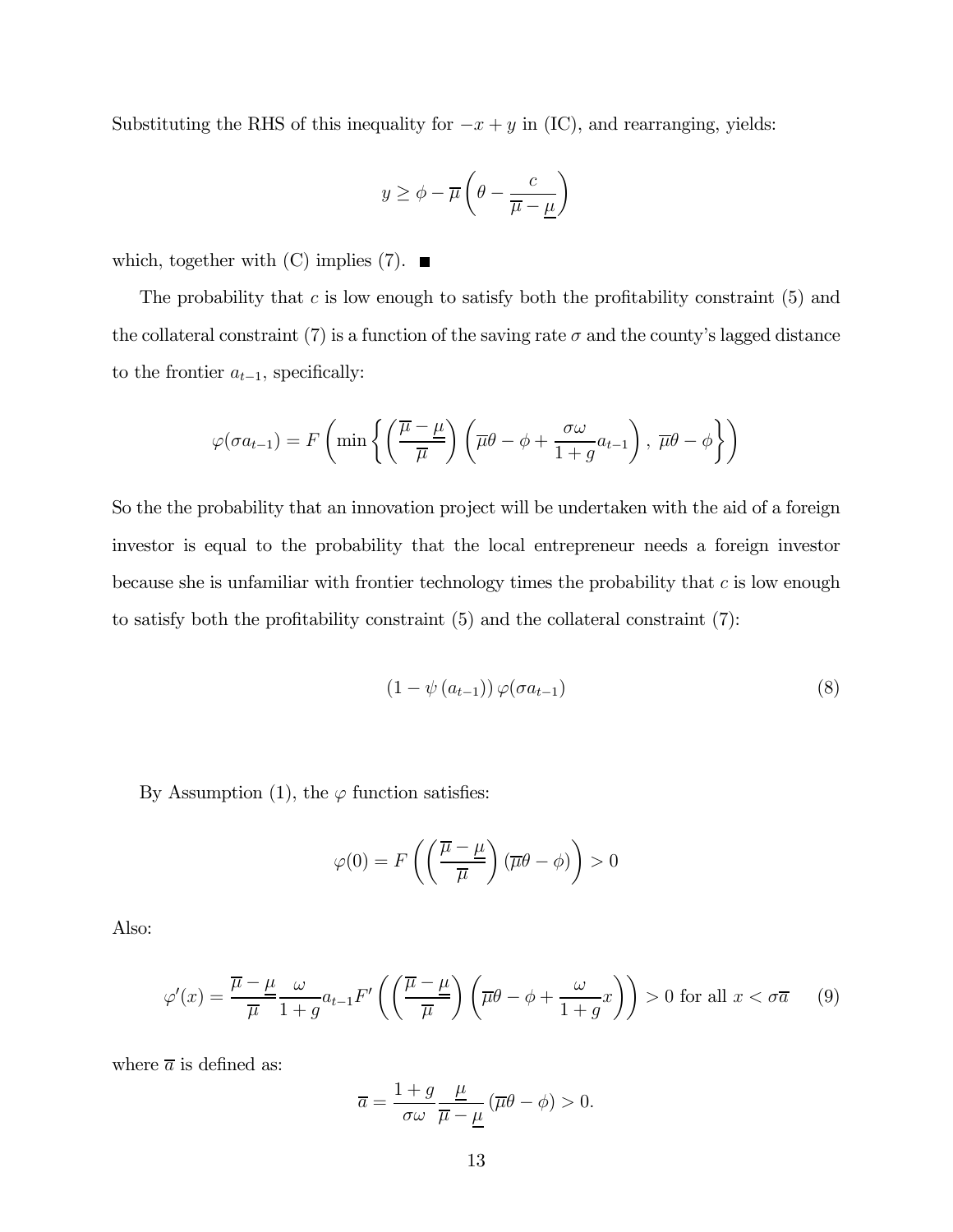Substituting the RHS of this inequality for $-x + y$ in (IC), and rearranging, yields:

$$y \geq \phi - \overline{\mu} \left( \theta - \frac{c}{\overline{\mu} - \underline{\mu}} \right)$$

which, together with (C) implies (7). ■

The probability that $c$ is low enough to satisfy both the profitability constraint (5) and the collateral constraint (7) is a function of the saving rate $\sigma$ and the county's lagged distance to the frontier $a_{t-1}$, specifically:

$$\varphi(\sigma a_{t-1}) = F \left( \min \left\{ \left( \frac{\overline{\mu} - \underline{\mu}}{\overline{\mu}} \right) \left( \overline{\mu}\theta - \phi + \frac{\sigma\omega}{1+g} a_{t-1} \right), \; \overline{\mu}\theta - \phi \right\} \right)$$

So the the probability that an innovation project will be undertaken with the aid of a foreign investor is equal to the probability that the local entrepreneur needs a foreign investor because she is unfamiliar with frontier technology times the probability that $c$ is low enough to satisfy both the profitability constraint (5) and the collateral constraint (7):

$$(1 - \psi(a_{t-1})) \, \varphi(\sigma a_{t-1}) \tag{8}$$

By Assumption (1), the $\varphi$ function satisfies:

$$\varphi(0) = F \left( \left( \frac{\overline{\mu} - \underline{\mu}}{\overline{\mu}} \right) (\overline{\mu}\theta - \phi) \right) > 0$$

Also:

$$\varphi'(x) = \frac{\overline{\mu} - \underline{\mu}}{\overline{\mu}} \frac{\omega}{1+g} a_{t-1} F' \left( \left( \frac{\overline{\mu} - \underline{\mu}}{\overline{\mu}} \right) \left( \overline{\mu}\theta - \phi + \frac{\omega}{1+g} x \right) \right) > 0 \text{ for all } x < \sigma\overline{a} \tag{9}$$

where $\overline{a}$ is defined as:

$$\overline{a} = \frac{1+g}{\sigma\omega} \frac{\underline{\mu}}{\overline{\mu} - \underline{\mu}} (\overline{\mu}\theta - \phi) > 0.$$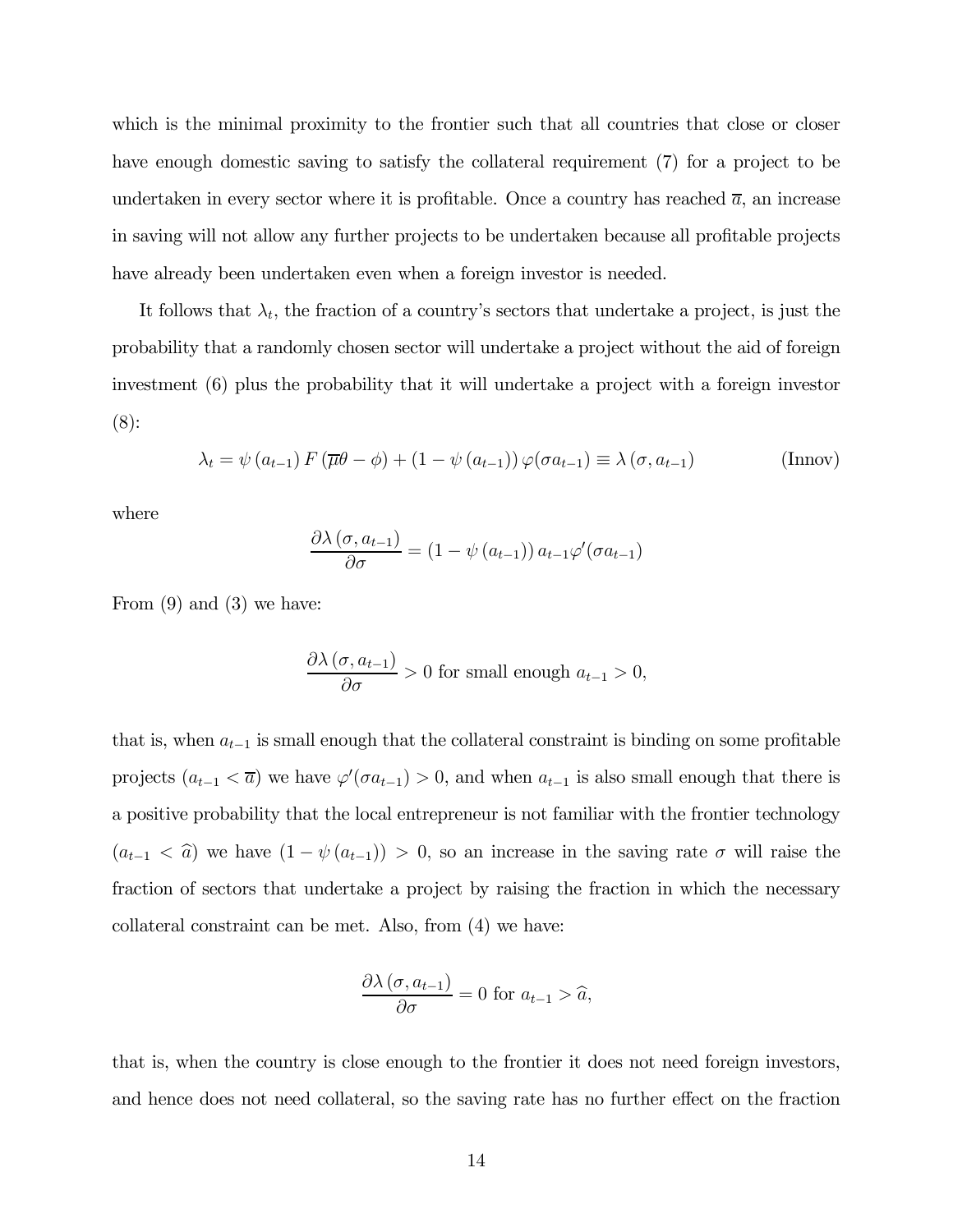which is the minimal proximity to the frontier such that all countries that close or closer have enough domestic saving to satisfy the collateral requirement (7) for a project to be undertaken in every sector where it is profitable. Once a country has reached $\overline{a}$, an increase in saving will not allow any further projects to be undertaken because all profitable projects have already been undertaken even when a foreign investor is needed.

It follows that $\lambda_t$, the fraction of a country's sectors that undertake a project, is just the probability that a randomly chosen sector will undertake a project without the aid of foreign investment (6) plus the probability that it will undertake a project with a foreign investor (8):

$$\lambda_t = \psi(a_{t-1}) F(\overline{\mu}\theta - \phi) + (1 - \psi(a_{t-1})) \varphi(\sigma a_{t-1}) \equiv \lambda(\sigma, a_{t-1}) \tag{Innov}$$

where

$$\frac{\partial \lambda(\sigma, a_{t-1})}{\partial \sigma} = (1 - \psi(a_{t-1})) a_{t-1} \varphi'(\sigma a_{t-1})$$

From (9) and (3) we have:

$$\frac{\partial \lambda(\sigma, a_{t-1})}{\partial \sigma} > 0 \text{ for small enough } a_{t-1} > 0,$$

that is, when $a_{t-1}$ is small enough that the collateral constraint is binding on some profitable projects ($a_{t-1} < \overline{a}$) we have $\varphi'(\sigma a_{t-1}) > 0$, and when $a_{t-1}$ is also small enough that there is a positive probability that the local entrepreneur is not familiar with the frontier technology ($a_{t-1} < \widehat{a}$) we have $(1 - \psi(a_{t-1})) > 0$, so an increase in the saving rate $\sigma$ will raise the fraction of sectors that undertake a project by raising the fraction in which the necessary collateral constraint can be met. Also, from (4) we have:

$$\frac{\partial \lambda(\sigma, a_{t-1})}{\partial \sigma} = 0 \text{ for } a_{t-1} > \widehat{a},$$

that is, when the country is close enough to the frontier it does not need foreign investors, and hence does not need collateral, so the saving rate has no further effect on the fraction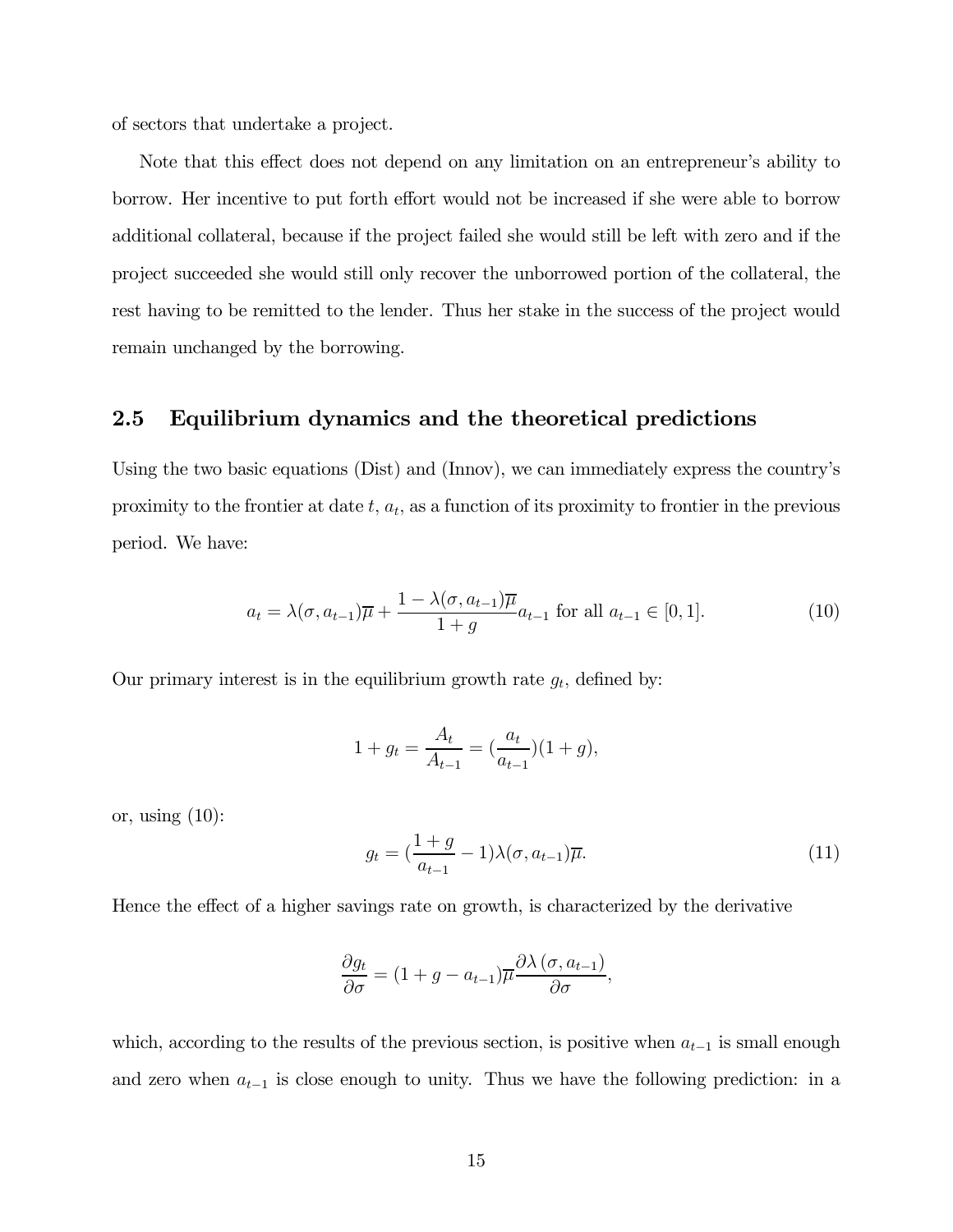of sectors that undertake a project.

Note that this effect does not depend on any limitation on an entrepreneur's ability to borrow. Her incentive to put forth effort would not be increased if she were able to borrow additional collateral, because if the project failed she would still be left with zero and if the project succeeded she would still only recover the unborrowed portion of the collateral, the rest having to be remitted to the lender. Thus her stake in the success of the project would remain unchanged by the borrowing.

## 2.5 Equilibrium dynamics and the theoretical predictions

Using the two basic equations (Dist) and (Innov), we can immediately express the country's proximity to the frontier at date $t$, $a_t$, as a function of its proximity to frontier in the previous period. We have:

$$a_t = \lambda(\sigma, a_{t-1})\overline{\mu} + \frac{1 - \lambda(\sigma, a_{t-1})\overline{\mu}}{1+g} a_{t-1} \text{ for all } a_{t-1} \in [0,1]. \tag{10}$$

Our primary interest is in the equilibrium growth rate $g_t$, defined by:

$$1 + g_t = \frac{A_t}{A_{t-1}} = (\frac{a_t}{a_{t-1}})(1+g),$$

or, using (10):

$$g_t = (\frac{1+g}{a_{t-1}} - 1)\lambda(\sigma, a_{t-1})\overline{\mu}. \tag{11}$$

Hence the effect of a higher savings rate on growth, is characterized by the derivative

$$\frac{\partial g_t}{\partial \sigma} = (1 + g - a_{t-1})\overline{\mu}\frac{\partial \lambda(\sigma, a_{t-1})}{\partial \sigma},$$

which, according to the results of the previous section, is positive when $a_{t-1}$ is small enough and zero when $a_{t-1}$ is close enough to unity. Thus we have the following prediction: in a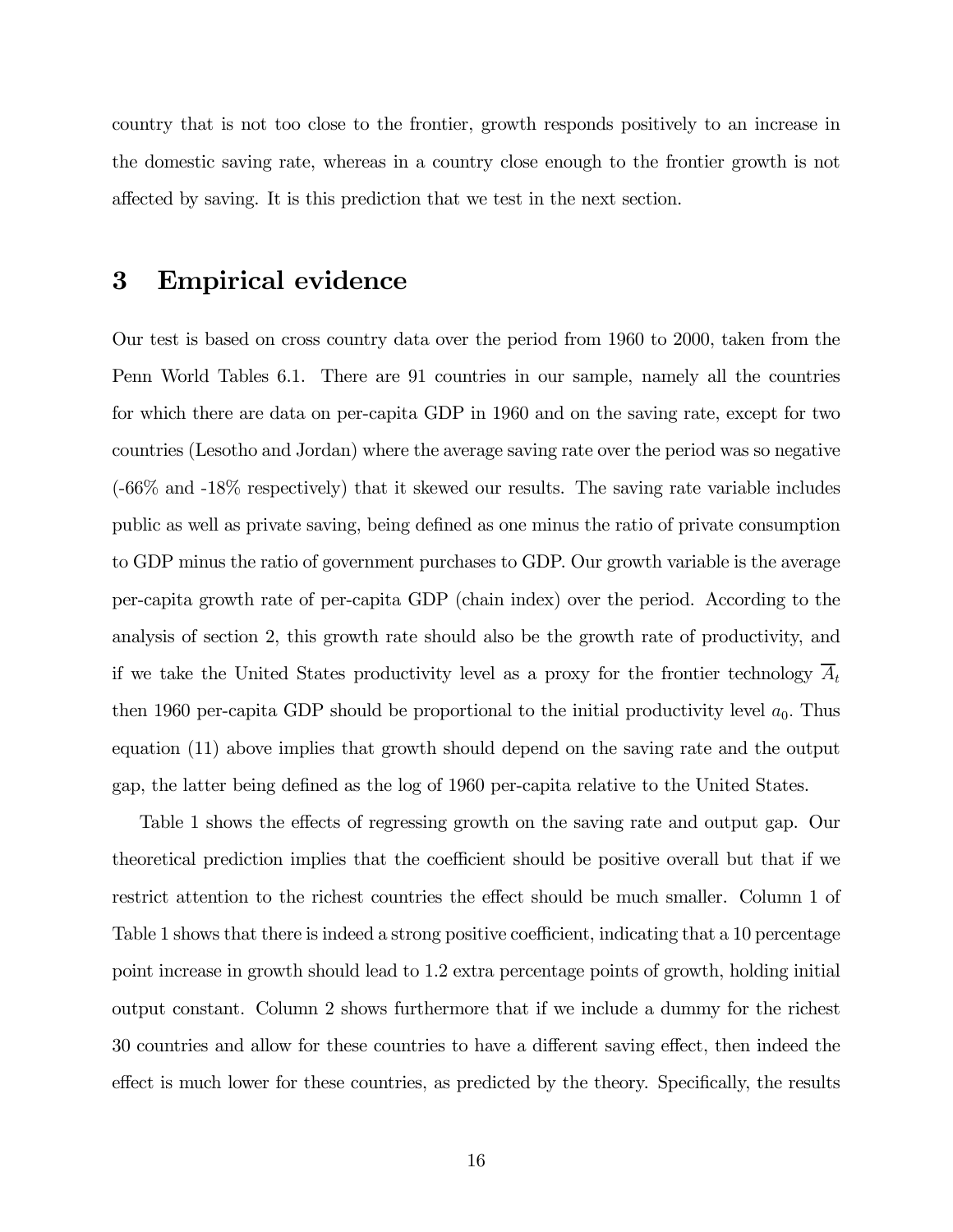country that is not too close to the frontier, growth responds positively to an increase in the domestic saving rate, whereas in a country close enough to the frontier growth is not affected by saving. It is this prediction that we test in the next section.

# 3 Empirical evidence

Our test is based on cross country data over the period from 1960 to 2000, taken from the Penn World Tables 6.1. There are 91 countries in our sample, namely all the countries for which there are data on per-capita GDP in 1960 and on the saving rate, except for two countries (Lesotho and Jordan) where the average saving rate over the period was so negative (-66% and -18% respectively) that it skewed our results. The saving rate variable includes public as well as private saving, being defined as one minus the ratio of private consumption to GDP minus the ratio of government purchases to GDP. Our growth variable is the average per-capita growth rate of per-capita GDP (chain index) over the period. According to the analysis of section 2, this growth rate should also be the growth rate of productivity, and if we take the United States productivity level as a proxy for the frontier technology $\overline{A}_t$ then 1960 per-capita GDP should be proportional to the initial productivity level $a_0$. Thus equation (11) above implies that growth should depend on the saving rate and the output gap, the latter being defined as the log of 1960 per-capita relative to the United States.

Table 1 shows the effects of regressing growth on the saving rate and output gap. Our theoretical prediction implies that the coefficient should be positive overall but that if we restrict attention to the richest countries the effect should be much smaller. Column 1 of Table 1 shows that there is indeed a strong positive coefficient, indicating that a 10 percentage point increase in growth should lead to 1.2 extra percentage points of growth, holding initial output constant. Column 2 shows furthermore that if we include a dummy for the richest 30 countries and allow for these countries to have a different saving effect, then indeed the effect is much lower for these countries, as predicted by the theory. Specifically, the results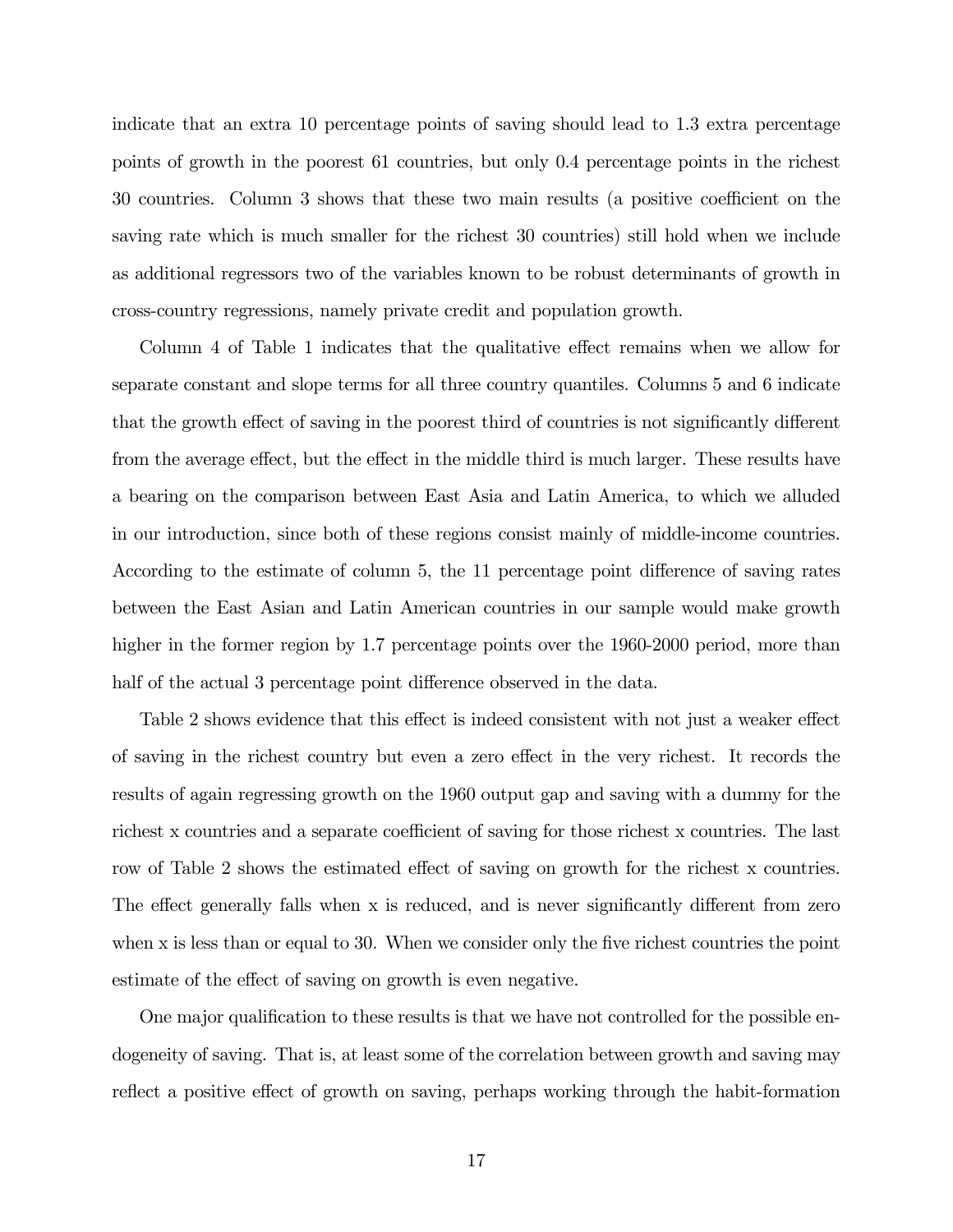indicate that an extra 10 percentage points of saving should lead to 1.3 extra percentage points of growth in the poorest 61 countries, but only 0.4 percentage points in the richest 30 countries. Column 3 shows that these two main results (a positive coefficient on the saving rate which is much smaller for the richest 30 countries) still hold when we include as additional regressors two of the variables known to be robust determinants of growth in cross-country regressions, namely private credit and population growth.

Column 4 of Table 1 indicates that the qualitative effect remains when we allow for separate constant and slope terms for all three country quantiles. Columns 5 and 6 indicate that the growth effect of saving in the poorest third of countries is not significantly different from the average effect, but the effect in the middle third is much larger. These results have a bearing on the comparison between East Asia and Latin America, to which we alluded in our introduction, since both of these regions consist mainly of middle-income countries. According to the estimate of column 5, the 11 percentage point difference of saving rates between the East Asian and Latin American countries in our sample would make growth higher in the former region by 1.7 percentage points over the 1960-2000 period, more than half of the actual 3 percentage point difference observed in the data.

Table 2 shows evidence that this effect is indeed consistent with not just a weaker effect of saving in the richest country but even a zero effect in the very richest. It records the results of again regressing growth on the 1960 output gap and saving with a dummy for the richest x countries and a separate coefficient of saving for those richest x countries. The last row of Table 2 shows the estimated effect of saving on growth for the richest x countries. The effect generally falls when x is reduced, and is never significantly different from zero when x is less than or equal to 30. When we consider only the five richest countries the point estimate of the effect of saving on growth is even negative.

One major qualification to these results is that we have not controlled for the possible endogeneity of saving. That is, at least some of the correlation between growth and saving may reflect a positive effect of growth on saving, perhaps working through the habit-formation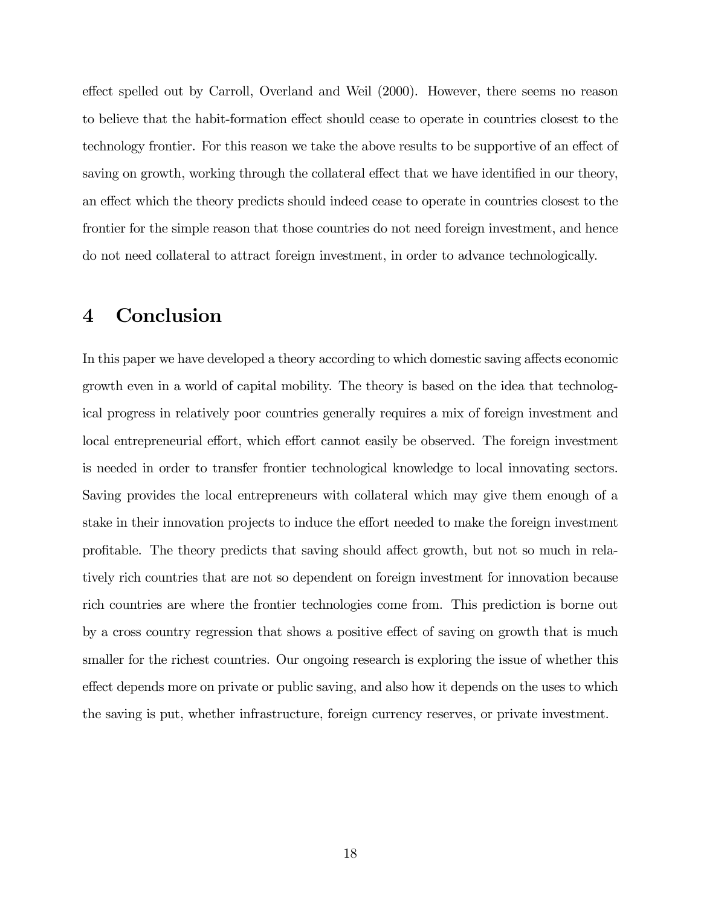effect spelled out by Carroll, Overland and Weil (2000). However, there seems no reason to believe that the habit-formation effect should cease to operate in countries closest to the technology frontier. For this reason we take the above results to be supportive of an effect of saving on growth, working through the collateral effect that we have identified in our theory, an effect which the theory predicts should indeed cease to operate in countries closest to the frontier for the simple reason that those countries do not need foreign investment, and hence do not need collateral to attract foreign investment, in order to advance technologically.

# 4 Conclusion

In this paper we have developed a theory according to which domestic saving affects economic growth even in a world of capital mobility. The theory is based on the idea that technological progress in relatively poor countries generally requires a mix of foreign investment and local entrepreneurial effort, which effort cannot easily be observed. The foreign investment is needed in order to transfer frontier technological knowledge to local innovating sectors. Saving provides the local entrepreneurs with collateral which may give them enough of a stake in their innovation projects to induce the effort needed to make the foreign investment profitable. The theory predicts that saving should affect growth, but not so much in relatively rich countries that are not so dependent on foreign investment for innovation because rich countries are where the frontier technologies come from. This prediction is borne out by a cross country regression that shows a positive effect of saving on growth that is much smaller for the richest countries. Our ongoing research is exploring the issue of whether this effect depends more on private or public saving, and also how it depends on the uses to which the saving is put, whether infrastructure, foreign currency reserves, or private investment.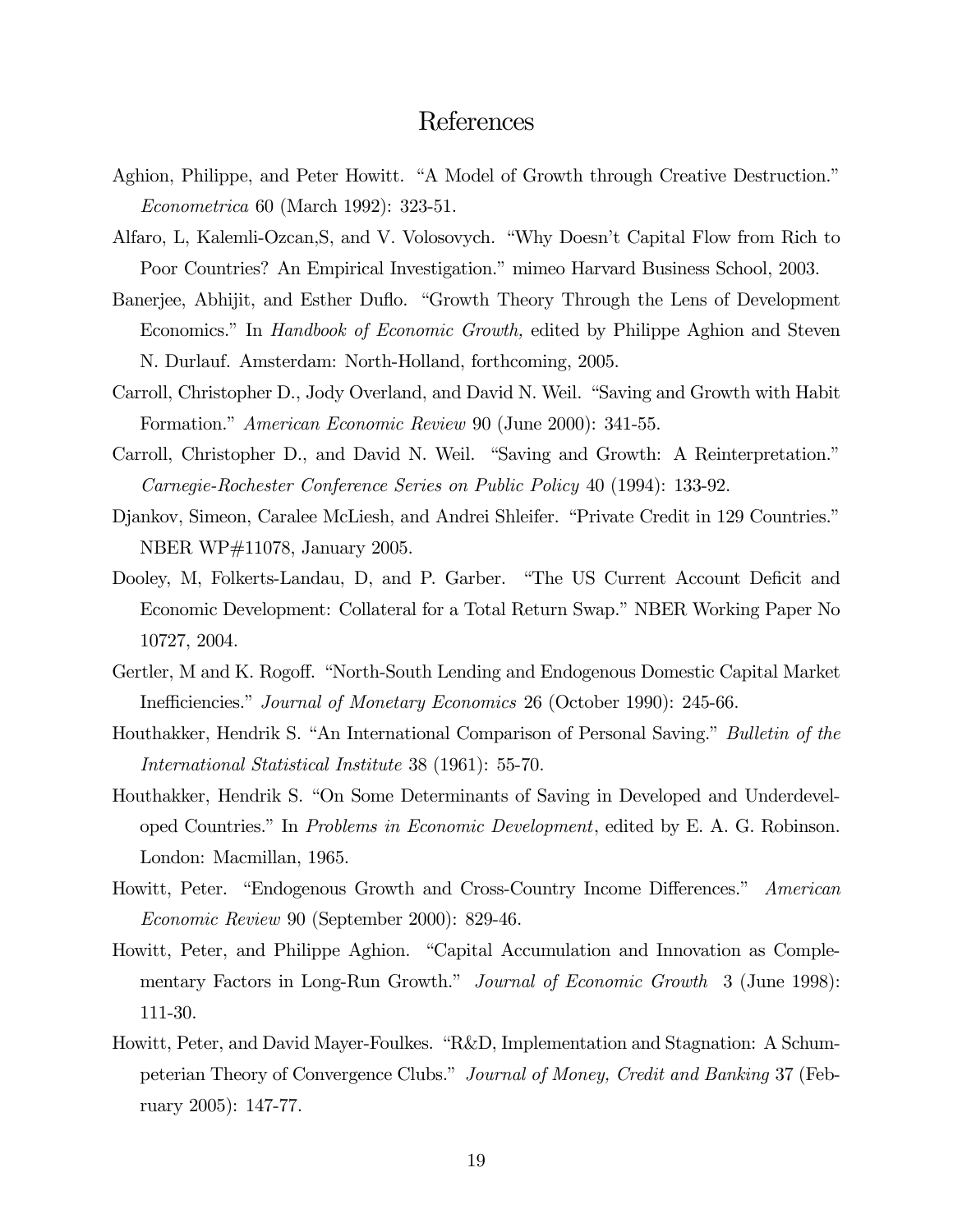# References

Aghion, Philippe, and Peter Howitt. "A Model of Growth through Creative Destruction." *Econometrica* 60 (March 1992): 323-51.

Alfaro, L, Kalemli-Ozcan,S, and V. Volosovych. "Why Doesn't Capital Flow from Rich to Poor Countries? An Empirical Investigation." mimeo Harvard Business School, 2003.

Banerjee, Abhijit, and Esther Duflo. "Growth Theory Through the Lens of Development Economics." In *Handbook of Economic Growth,* edited by Philippe Aghion and Steven N. Durlauf. Amsterdam: North-Holland, forthcoming, 2005.

Carroll, Christopher D., Jody Overland, and David N. Weil. "Saving and Growth with Habit Formation." *American Economic Review* 90 (June 2000): 341-55.

Carroll, Christopher D., and David N. Weil. "Saving and Growth: A Reinterpretation." *Carnegie-Rochester Conference Series on Public Policy* 40 (1994): 133-92.

Djankov, Simeon, Caralee McLiesh, and Andrei Shleifer. "Private Credit in 129 Countries." NBER WP#11078, January 2005.

Dooley, M, Folkerts-Landau, D, and P. Garber. "The US Current Account Deficit and Economic Development: Collateral for a Total Return Swap." NBER Working Paper No 10727, 2004.

Gertler, M and K. Rogoff. "North-South Lending and Endogenous Domestic Capital Market Inefficiencies." *Journal of Monetary Economics* 26 (October 1990): 245-66.

Houthakker, Hendrik S. "An International Comparison of Personal Saving." *Bulletin of the International Statistical Institute* 38 (1961): 55-70.

Houthakker, Hendrik S. "On Some Determinants of Saving in Developed and Underdeveloped Countries." In *Problems in Economic Development*, edited by E. A. G. Robinson. London: Macmillan, 1965.

Howitt, Peter. "Endogenous Growth and Cross-Country Income Differences." *American Economic Review* 90 (September 2000): 829-46.

Howitt, Peter, and Philippe Aghion. "Capital Accumulation and Innovation as Complementary Factors in Long-Run Growth." *Journal of Economic Growth* 3 (June 1998): 111-30.

Howitt, Peter, and David Mayer-Foulkes. "R&D, Implementation and Stagnation: A Schumpeterian Theory of Convergence Clubs." *Journal of Money, Credit and Banking* 37 (February 2005): 147-77.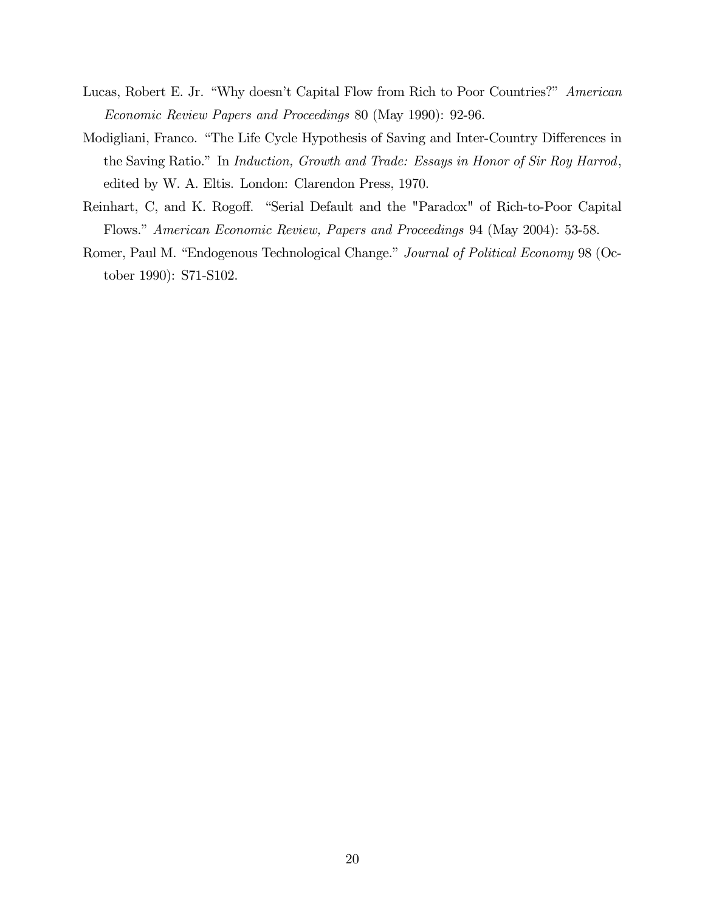Lucas, Robert E. Jr. "Why doesn't Capital Flow from Rich to Poor Countries?" *American Economic Review Papers and Proceedings* 80 (May 1990): 92-96.

Modigliani, Franco. "The Life Cycle Hypothesis of Saving and Inter-Country Differences in the Saving Ratio." In *Induction, Growth and Trade: Essays in Honor of Sir Roy Harrod*, edited by W. A. Eltis. London: Clarendon Press, 1970.

Reinhart, C, and K. Rogoff. "Serial Default and the "Paradox" of Rich-to-Poor Capital Flows." *American Economic Review, Papers and Proceedings* 94 (May 2004): 53-58.

Romer, Paul M. "Endogenous Technological Change." *Journal of Political Economy* 98 (October 1990): S71-S102.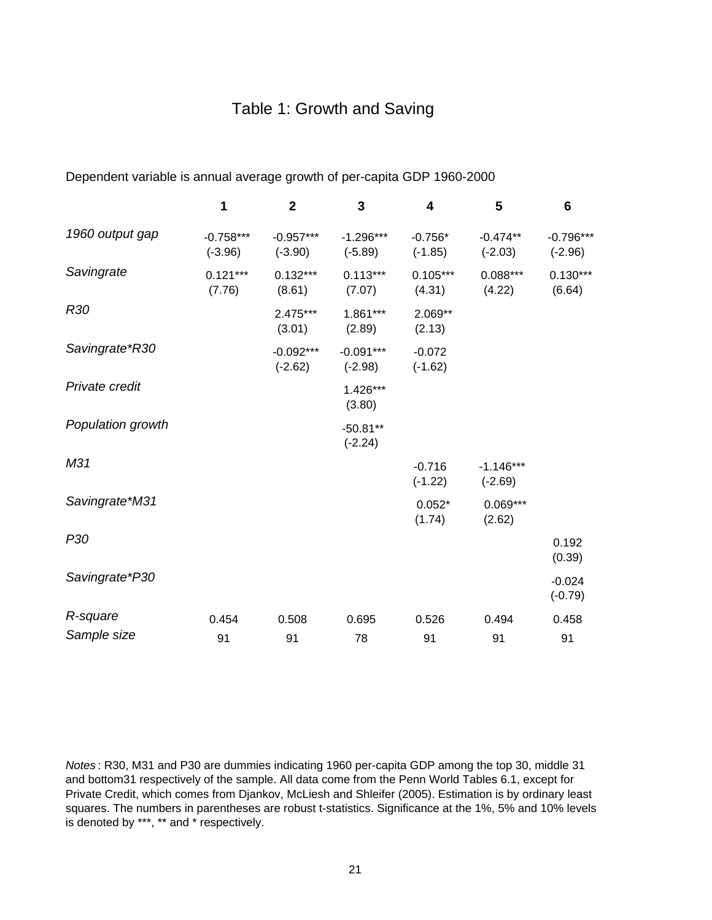# Table 1: Growth and Saving

Dependent variable is annual average growth of per-capita GDP 1960-2000

| | 1 | 2 | 3 | 4 | 5 | 6 |
|---|---|---|---|---|---|---|
| *1960 output gap* | -0.758*** | -0.957*** | -1.296*** | -0.756* | -0.474** | -0.796*** |
| | (-3.96) | (-3.90) | (-5.89) | (-1.85) | (-2.03) | (-2.96) |
| *Savingrate* | 0.121*** | 0.132*** | 0.113*** | 0.105*** | 0.088*** | 0.130*** |
| | (7.76) | (8.61) | (7.07) | (4.31) | (4.22) | (6.64) |
| *R30* | | 2.475*** | 1.861*** | 2.069** | | |
| | | (3.01) | (2.89) | (2.13) | | |
| *Savingrate*R30* | | -0.092*** | -0.091*** | -0.072 | | |
| | | (-2.62) | (-2.98) | (-1.62) | | |
| *Private credit* | | | 1.426*** | | | |
| | | | (3.80) | | | |
| *Population growth* | | | -50.81** | | | |
| | | | (-2.24) | | | |
| *M31* | | | | -0.716 | -1.146*** | |
| | | | | (-1.22) | (-2.69) | |
| *Savingrate*M31* | | | | 0.052* | 0.069*** | |
| | | | | (1.74) | (2.62) | |
| *P30* | | | | | | 0.192 |
| | | | | | | (0.39) |
| *Savingrate*P30* | | | | | | -0.024 |
| | | | | | | (-0.79) |
| *R-square* | 0.454 | 0.508 | 0.695 | 0.526 | 0.494 | 0.458 |
| *Sample size* | 91 | 91 | 78 | 91 | 91 | 91 |

*Notes*: R30, M31 and P30 are dummies indicating 1960 per-capita GDP among the top 30, middle 31 and bottom31 respectively of the sample. All data come from the Penn World Tables 6.1, except for Private Credit, which comes from Djankov, McLiesh and Shleifer (2005). Estimation is by ordinary least squares. The numbers in parentheses are robust t-statistics. Significance at the 1%, 5% and 10% levels is denoted by ***, ** and * respectively.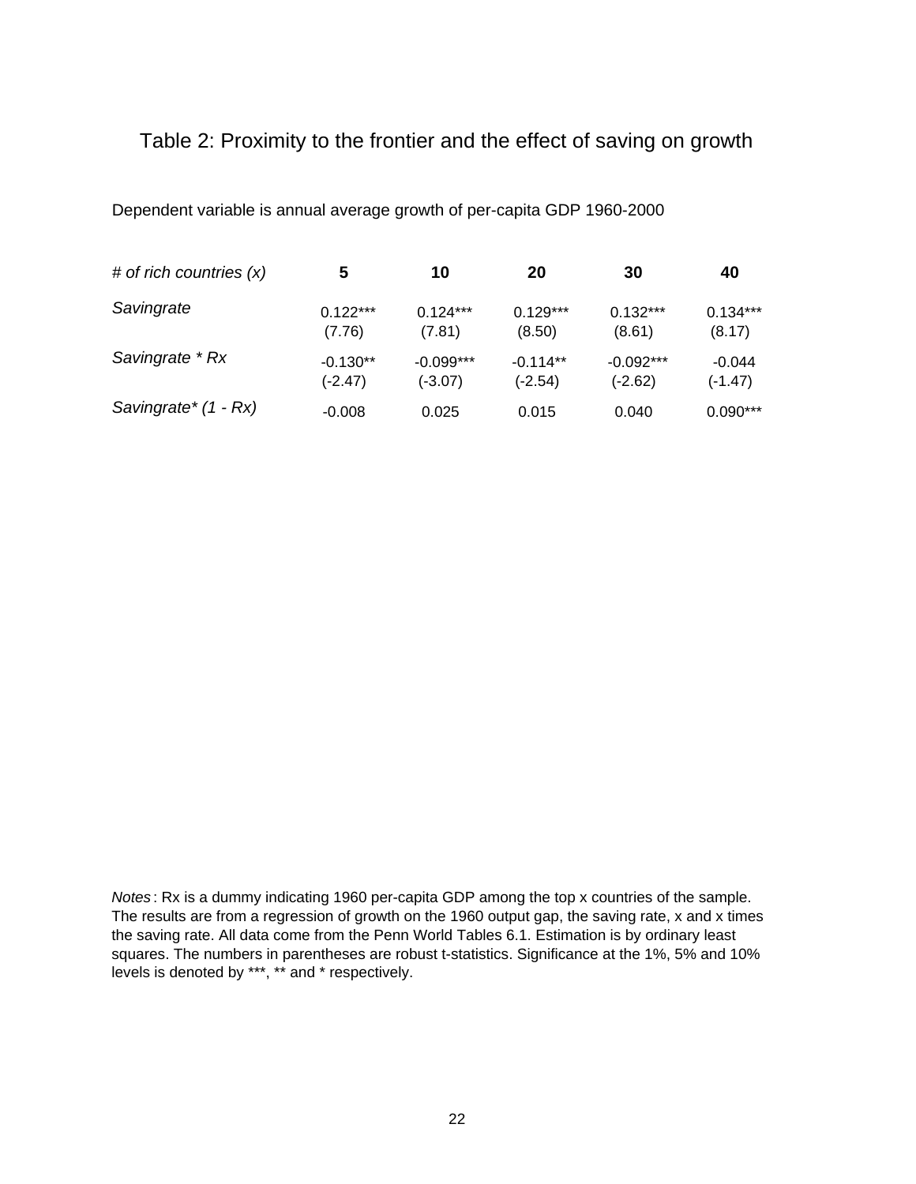## Table 2: Proximity to the frontier and the effect of saving on growth

Dependent variable is annual average growth of per-capita GDP 1960-2000

| *# of rich countries (x)* | **5** | **10** | **20** | **30** | **40** |
|---|---|---|---|---|---|
| *Savingrate* | 0.122*** (7.76) | 0.124*** (7.81) | 0.129*** (8.50) | 0.132*** (8.61) | 0.134*** (8.17) |
| *Savingrate * Rx* | -0.130** (-2.47) | -0.099*** (-3.07) | -0.114** (-2.54) | -0.092*** (-2.62) | -0.044 (-1.47) |
| *Savingrate* (1 - Rx)* | -0.008 | 0.025 | 0.015 | 0.040 | 0.090*** |

*Notes*: Rx is a dummy indicating 1960 per-capita GDP among the top x countries of the sample. The results are from a regression of growth on the 1960 output gap, the saving rate, x and x times the saving rate. All data come from the Penn World Tables 6.1. Estimation is by ordinary least squares. The numbers in parentheses are robust t-statistics. Significance at the 1%, 5% and 10% levels is denoted by ***, ** and * respectively.